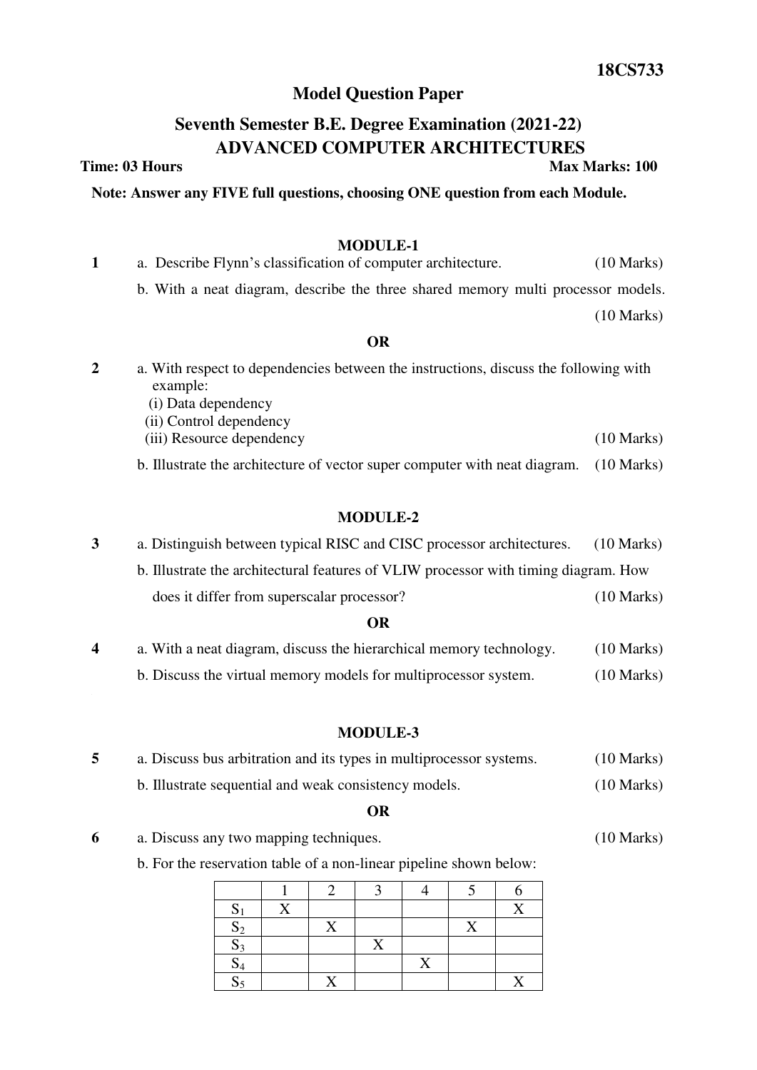**18CS733**

# Model Question Paper

## Seventh Semester B.E. Degree Examination (2021-22)

## ADVANCED COMPUTER ARCHITECTURES

**Time: 03 Hours** **Max Marks: 100**

**Note: Answer any FIVE full questions, choosing ONE question from each Module.**

### MODULE-1

**1** a. Describe Flynn's classification of computer architecture. (10 Marks)

b. With a neat diagram, describe the three shared memory multi processor models. (10 Marks)

**OR**

**2** a. With respect to dependencies between the instructions, discuss the following with example:
(i) Data dependency
(ii) Control dependency
(iii) Resource dependency (10 Marks)

b. Illustrate the architecture of vector super computer with neat diagram. (10 Marks)

### MODULE-2

**3** a. Distinguish between typical RISC and CISC processor architectures. (10 Marks)

b. Illustrate the architectural features of VLIW processor with timing diagram. How does it differ from superscalar processor? (10 Marks)

**OR**

**4** a. With a neat diagram, discuss the hierarchical memory technology. (10 Marks)

b. Discuss the virtual memory models for multiprocessor system. (10 Marks)

### MODULE-3

**5** a. Discuss bus arbitration and its types in multiprocessor systems. (10 Marks)

b. Illustrate sequential and weak consistency models. (10 Marks)

**OR**

**6** a. Discuss any two mapping techniques. (10 Marks)

b. For the reservation table of a non-linear pipeline shown below:

| | 1 | 2 | 3 | 4 | 5 | 6 |
|---|---|---|---|---|---|---|
| $S_1$ | X | | | | | X |
| $S_2$ | | X | | | X | |
| $S_3$ | | | X | | | |
| $S_4$ | | | | X | | |
| $S_5$ | | X | | | | X |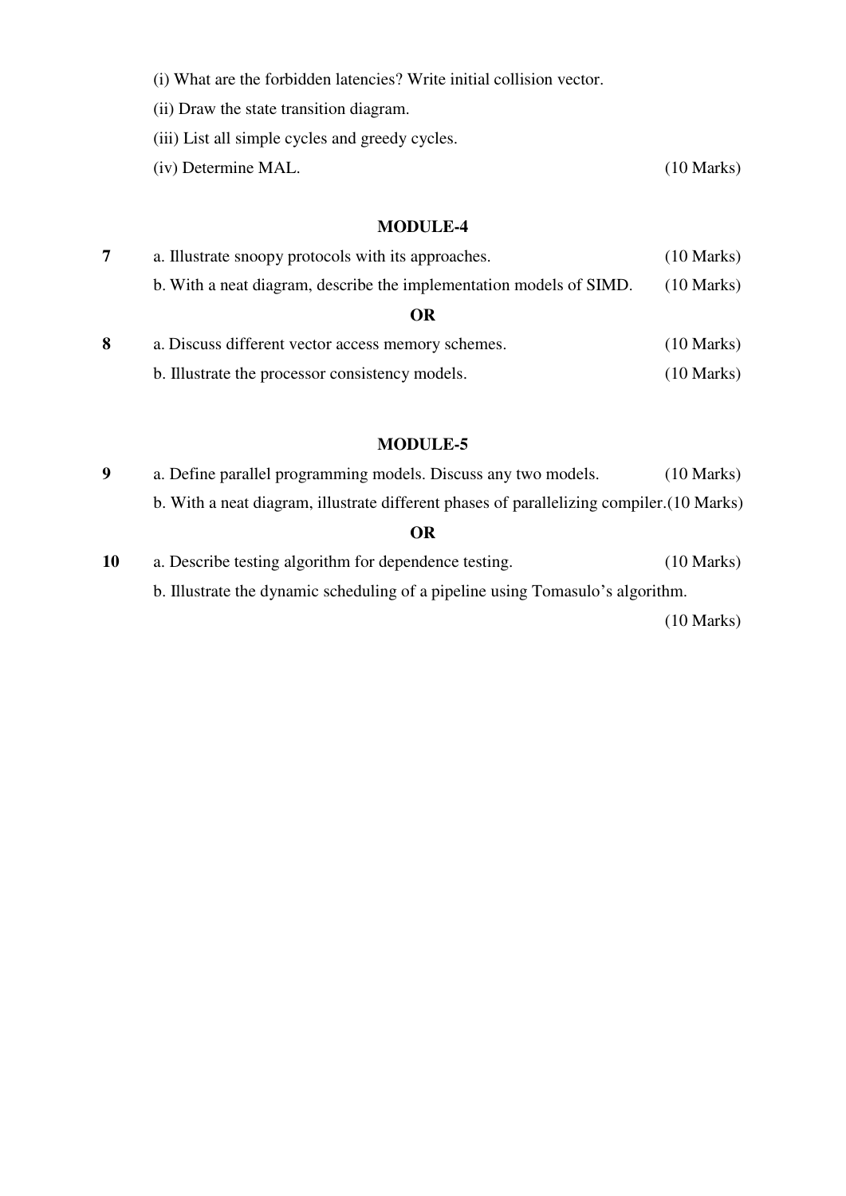(i) What are the forbidden latencies? Write initial collision vector.

(ii) Draw the state transition diagram.

(iii) List all simple cycles and greedy cycles.

(iv) Determine MAL. (10 Marks)

## MODULE-4

**7** a. Illustrate snoopy protocols with its approaches. (10 Marks)

b. With a neat diagram, describe the implementation models of SIMD. (10 Marks)

**OR**

**8** a. Discuss different vector access memory schemes. (10 Marks)

b. Illustrate the processor consistency models. (10 Marks)

## MODULE-5

**9** a. Define parallel programming models. Discuss any two models. (10 Marks)

b. With a neat diagram, illustrate different phases of parallelizing compiler.(10 Marks)

**OR**

**10** a. Describe testing algorithm for dependence testing. (10 Marks)

b. Illustrate the dynamic scheduling of a pipeline using Tomasulo's algorithm. (10 Marks)